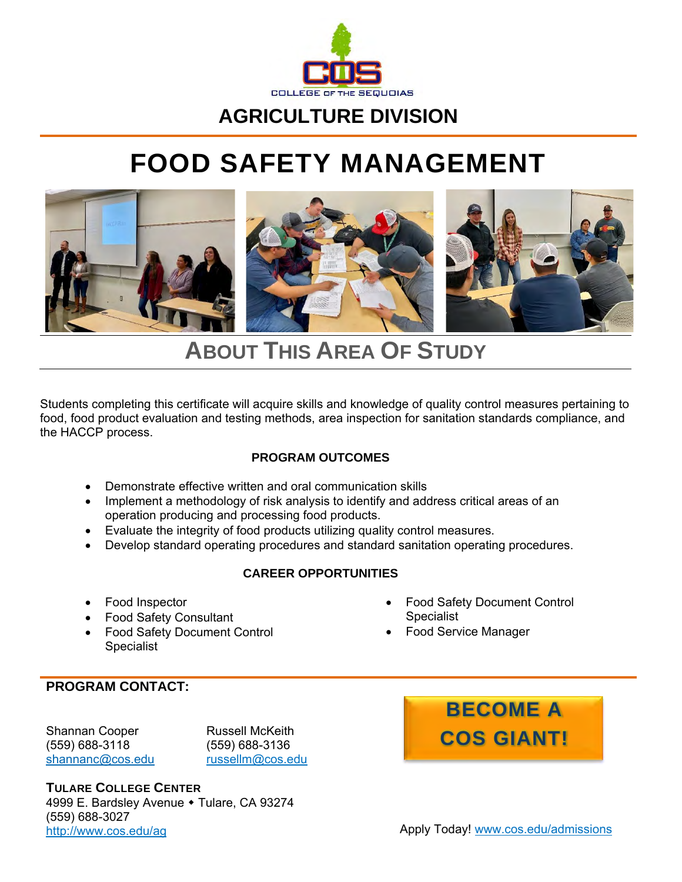COLLEGE OF THE SEQUOIAS

## AGRICULTURE DIVISION

# FOOD SAFETY MANAGEMENT

## ABOUT THIS AREA OF STUDY

Students completing this certificate will acquire skills and knowledge of quality control measures pertaining to food, food product evaluation and testing methods, area inspection for sanitation standards compliance, and the HACCP process.

### PROGRAM OUTCOMES

- Demonstrate effective written and oral communication skills
- Implement a methodology of risk analysis to identify and address critical areas of an operation producing and processing food products.
- Evaluate the integrity of food products utilizing quality control measures.
- Develop standard operating procedures and standard sanitation operating procedures.

### CAREER OPPORTUNITIES

- Food Inspector
- Food Safety Consultant
- Food Safety Document Control Specialist
- Food Safety Document Control Specialist
- Food Service Manager

### PROGRAM CONTACT:

Shannan Cooper
(559) 688-3118
shannanc@cos.edu

Russell McKeith
(559) 688-3136
russellm@cos.edu

**TULARE COLLEGE CENTER**
4999 E. Bardsley Avenue ◆ Tulare, CA 93274
(559) 688-3027
http://www.cos.edu/ag

**BECOME A COS GIANT!**

Apply Today! www.cos.edu/admissions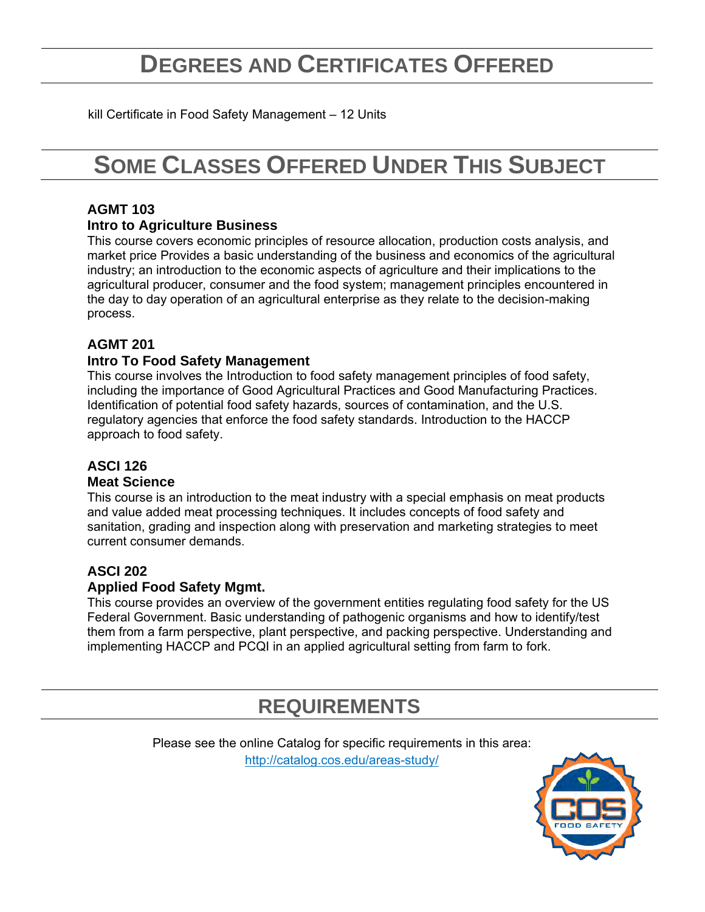# DEGREES AND CERTIFICATES OFFERED

kill Certificate in Food Safety Management – 12 Units

# SOME CLASSES OFFERED UNDER THIS SUBJECT

**AGMT 103**
**Intro to Agriculture Business**
This course covers economic principles of resource allocation, production costs analysis, and market price Provides a basic understanding of the business and economics of the agricultural industry; an introduction to the economic aspects of agriculture and their implications to the agricultural producer, consumer and the food system; management principles encountered in the day to day operation of an agricultural enterprise as they relate to the decision-making process.

**AGMT 201**
**Intro To Food Safety Management**
This course involves the Introduction to food safety management principles of food safety, including the importance of Good Agricultural Practices and Good Manufacturing Practices. Identification of potential food safety hazards, sources of contamination, and the U.S. regulatory agencies that enforce the food safety standards. Introduction to the HACCP approach to food safety.

**ASCI 126**
**Meat Science**
This course is an introduction to the meat industry with a special emphasis on meat products and value added meat processing techniques. It includes concepts of food safety and sanitation, grading and inspection along with preservation and marketing strategies to meet current consumer demands.

**ASCI 202**
**Applied Food Safety Mgmt.**
This course provides an overview of the government entities regulating food safety for the US Federal Government. Basic understanding of pathogenic organisms and how to identify/test them from a farm perspective, plant perspective, and packing perspective. Understanding and implementing HACCP and PCQI in an applied agricultural setting from farm to fork.

# REQUIREMENTS

Please see the online Catalog for specific requirements in this area:
http://catalog.cos.edu/areas-study/